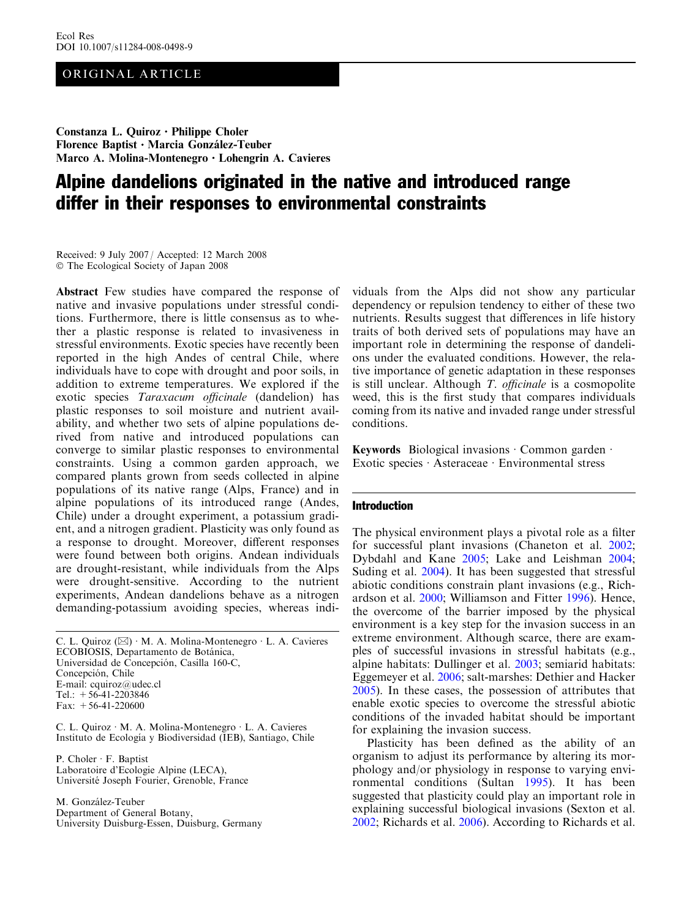ORIGINAL ARTICLE

**Constanza L. Quiroz · Philippe Choler**
**Florence Baptist · Marcia González-Teuber**
**Marco A. Molina-Montenegro · Lohengrin A. Cavieres**

# Alpine dandelions originated in the native and introduced range differ in their responses to environmental constraints

Received: 9 July 2007 / Accepted: 12 March 2008
© The Ecological Society of Japan 2008

**Abstract** Few studies have compared the response of native and invasive populations under stressful conditions. Furthermore, there is little consensus as to whether a plastic response is related to invasiveness in stressful environments. Exotic species have recently been reported in the high Andes of central Chile, where individuals have to cope with drought and poor soils, in addition to extreme temperatures. We explored if the exotic species *Taraxacum officinale* (dandelion) has plastic responses to soil moisture and nutrient availability, and whether two sets of alpine populations derived from native and introduced populations can converge to similar plastic responses to environmental constraints. Using a common garden approach, we compared plants grown from seeds collected in alpine populations of its native range (Alps, France) and in alpine populations of its introduced range (Andes, Chile) under a drought experiment, a potassium gradient, and a nitrogen gradient. Plasticity was only found as a response to drought. Moreover, different responses were found between both origins. Andean individuals are drought-resistant, while individuals from the Alps were drought-sensitive. According to the nutrient experiments, Andean dandelions behave as a nitrogen demanding-potassium avoiding species, whereas individuals from the Alps did not show any particular dependency or repulsion tendency to either of these two nutrients. Results suggest that differences in life history traits of both derived sets of populations may have an important role in determining the response of dandelions under the evaluated conditions. However, the relative importance of genetic adaptation in these responses is still unclear. Although *T. officinale* is a cosmopolite weed, this is the first study that compares individuals coming from its native and invaded range under stressful conditions.

**Keywords** Biological invasions · Common garden · Exotic species · Asteraceae · Environmental stress

C. L. Quiroz (✉) · M. A. Molina-Montenegro · L. A. Cavieres
ECOBIOSIS, Departamento de Botánica,
Universidad de Concepción, Casilla 160-C,
Concepción, Chile
E-mail: cquiroz@udec.cl
Tel.: +56-41-2203846
Fax: +56-41-220600

C. L. Quiroz · M. A. Molina-Montenegro · L. A. Cavieres
Instituto de Ecología y Biodiversidad (IEB), Santiago, Chile

P. Choler · F. Baptist
Laboratoire d'Ecologie Alpine (LECA),
Université Joseph Fourier, Grenoble, France

M. González-Teuber
Department of General Botany,
University Duisburg-Essen, Duisburg, Germany

## Introduction

The physical environment plays a pivotal role as a filter for successful plant invasions (Chaneton et al. 2002; Dybdahl and Kane 2005; Lake and Leishman 2004; Suding et al. 2004). It has been suggested that stressful abiotic conditions constrain plant invasions (e.g., Richardson et al. 2000; Williamson and Fitter 1996). Hence, the overcome of the barrier imposed by the physical environment is a key step for the invasion success in an extreme environment. Although scarce, there are examples of successful invasions in stressful habitats (e.g., alpine habitats: Dullinger et al. 2003; semiarid habitats: Eggemeyer et al. 2006; salt-marshes: Dethier and Hacker 2005). In these cases, the possession of attributes that enable exotic species to overcome the stressful abiotic conditions of the invaded habitat should be important for explaining the invasion success.

Plasticity has been defined as the ability of an organism to adjust its performance by altering its morphology and/or physiology in response to varying environmental conditions (Sultan 1995). It has been suggested that plasticity could play an important role in explaining successful biological invasions (Sexton et al. 2002; Richards et al. 2006). According to Richards et al.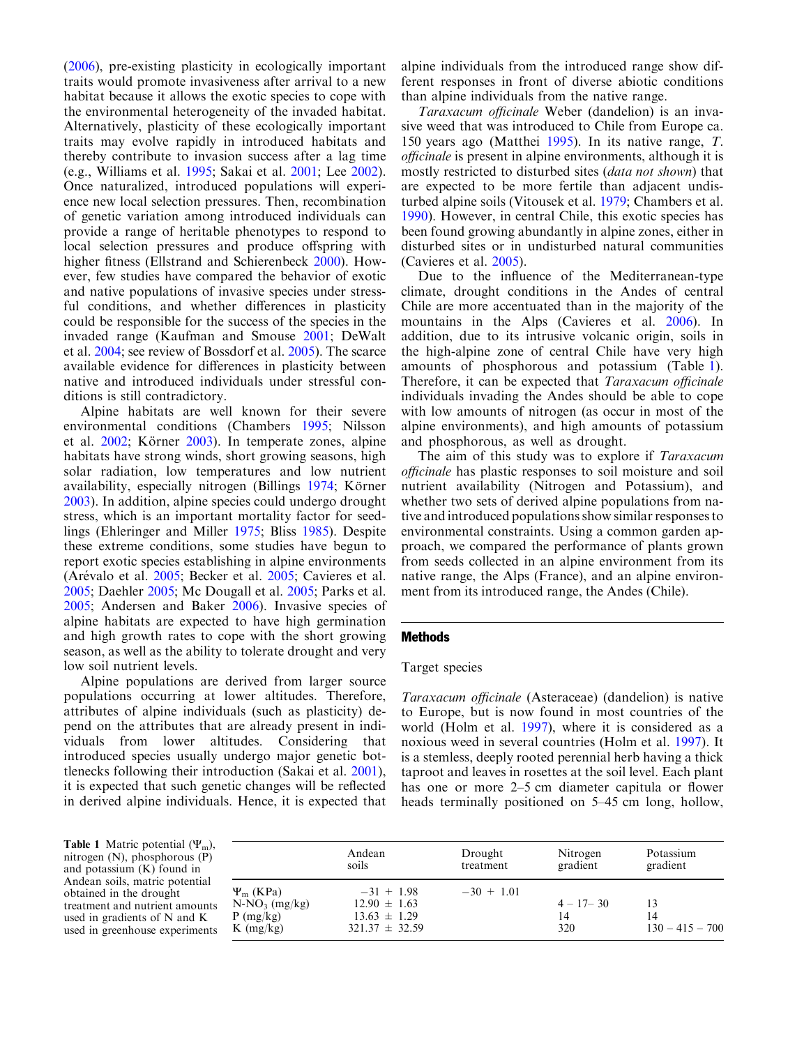(2006), pre-existing plasticity in ecologically important traits would promote invasiveness after arrival to a new habitat because it allows the exotic species to cope with the environmental heterogeneity of the invaded habitat. Alternatively, plasticity of these ecologically important traits may evolve rapidly in introduced habitats and thereby contribute to invasion success after a lag time (e.g., Williams et al. 1995; Sakai et al. 2001; Lee 2002). Once naturalized, introduced populations will experience new local selection pressures. Then, recombination of genetic variation among introduced individuals can provide a range of heritable phenotypes to respond to local selection pressures and produce offspring with higher fitness (Ellstrand and Schierenbeck 2000). However, few studies have compared the behavior of exotic and native populations of invasive species under stressful conditions, and whether differences in plasticity could be responsible for the success of the species in the invaded range (Kaufman and Smouse 2001; DeWalt et al. 2004; see review of Bossdorf et al. 2005). The scarce available evidence for differences in plasticity between native and introduced individuals under stressful conditions is still contradictory.

Alpine habitats are well known for their severe environmental conditions (Chambers 1995; Nilsson et al. 2002; Körner 2003). In temperate zones, alpine habitats have strong winds, short growing seasons, high solar radiation, low temperatures and low nutrient availability, especially nitrogen (Billings 1974; Körner 2003). In addition, alpine species could undergo drought stress, which is an important mortality factor for seedlings (Ehleringer and Miller 1975; Bliss 1985). Despite these extreme conditions, some studies have begun to report exotic species establishing in alpine environments (Arévalo et al. 2005; Becker et al. 2005; Cavieres et al. 2005; Daehler 2005; Mc Dougall et al. 2005; Parks et al. 2005; Andersen and Baker 2006). Invasive species of alpine habitats are expected to have high germination and high growth rates to cope with the short growing season, as well as the ability to tolerate drought and very low soil nutrient levels.

Alpine populations are derived from larger source populations occurring at lower altitudes. Therefore, attributes of alpine individuals (such as plasticity) depend on the attributes that are already present in individuals from lower altitudes. Considering that introduced species usually undergo major genetic bottlenecks following their introduction (Sakai et al. 2001), it is expected that such genetic changes will be reflected in derived alpine individuals. Hence, it is expected that alpine individuals from the introduced range show different responses in front of diverse abiotic conditions than alpine individuals from the native range.

*Taraxacum officinale* Weber (dandelion) is an invasive weed that was introduced to Chile from Europe ca. 150 years ago (Matthei 1995). In its native range, *T. officinale* is present in alpine environments, although it is mostly restricted to disturbed sites (*data not shown*) that are expected to be more fertile than adjacent undisturbed alpine soils (Vitousek et al. 1979; Chambers et al. 1990). However, in central Chile, this exotic species has been found growing abundantly in alpine zones, either in disturbed sites or in undisturbed natural communities (Cavieres et al. 2005).

Due to the influence of the Mediterranean-type climate, drought conditions in the Andes of central Chile are more accentuated than in the majority of the mountains in the Alps (Cavieres et al. 2006). In addition, due to its intrusive volcanic origin, soils in the high-alpine zone of central Chile have very high amounts of phosphorous and potassium (Table 1). Therefore, it can be expected that *Taraxacum officinale* individuals invading the Andes should be able to cope with low amounts of nitrogen (as occur in most of the alpine environments), and high amounts of potassium and phosphorous, as well as drought.

The aim of this study was to explore if *Taraxacum officinale* has plastic responses to soil moisture and soil nutrient availability (Nitrogen and Potassium), and whether two sets of derived alpine populations from native and introduced populations show similar responses to environmental constraints. Using a common garden approach, we compared the performance of plants grown from seeds collected in an alpine environment from its native range, the Alps (France), and an alpine environment from its introduced range, the Andes (Chile).

## Methods

### Target species

*Taraxacum officinale* (Asteraceae) (dandelion) is native to Europe, but is now found in most countries of the world (Holm et al. 1997), where it is considered as a noxious weed in several countries (Holm et al. 1997). It is a stemless, deeply rooted perennial herb having a thick taproot and leaves in rosettes at the soil level. Each plant has one or more 2–5 cm diameter capitula or flower heads terminally positioned on 5–45 cm long, hollow,

**Table 1** Matric potential ($\Psi_m$), nitrogen (N), phosphorous (P) and potassium (K) found in Andean soils, matric potential obtained in the drought treatment and nutrient amounts used in gradients of N and K used in greenhouse experiments

| | Andean soils | Drought treatment | Nitrogen gradient | Potassium gradient |
|---|---|---|---|---|
| $\Psi_m$ (KPa) | −31 + 1.98 | −30 + 1.01 | | |
| $N\text{-}NO_3$ (mg/kg) | 12.90 ± 1.63 | | 4 – 17– 30 | 13 |
| P (mg/kg) | 13.63 ± 1.29 | | 14 | 14 |
| K (mg/kg) | 321.37 ± 32.59 | | 320 | 130 – 415 – 700 |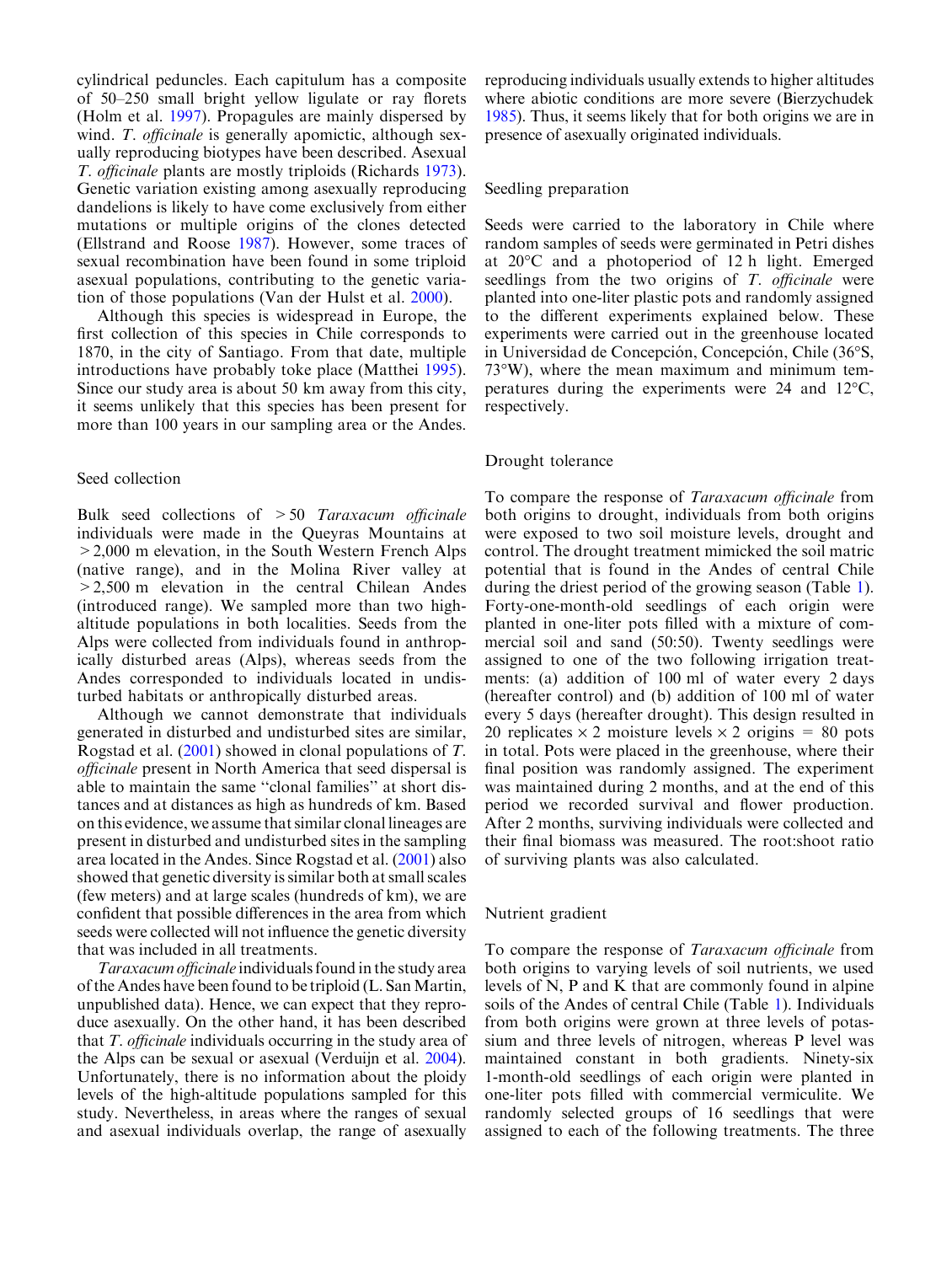cylindrical peduncles. Each capitulum has a composite of 50–250 small bright yellow ligulate or ray florets (Holm et al. 1997). Propagules are mainly dispersed by wind. *T. officinale* is generally apomictic, although sexually reproducing biotypes have been described. Asexual *T. officinale* plants are mostly triploids (Richards 1973). Genetic variation existing among asexually reproducing dandelions is likely to have come exclusively from either mutations or multiple origins of the clones detected (Ellstrand and Roose 1987). However, some traces of sexual recombination have been found in some triploid asexual populations, contributing to the genetic variation of those populations (Van der Hulst et al. 2000).

Although this species is widespread in Europe, the first collection of this species in Chile corresponds to 1870, in the city of Santiago. From that date, multiple introductions have probably toke place (Matthei 1995). Since our study area is about 50 km away from this city, it seems unlikely that this species has been present for more than 100 years in our sampling area or the Andes.

### Seed collection

Bulk seed collections of >50 *Taraxacum officinale* individuals were made in the Queyras Mountains at >2,000 m elevation, in the South Western French Alps (native range), and in the Molina River valley at >2,500 m elevation in the central Chilean Andes (introduced range). We sampled more than two high-altitude populations in both localities. Seeds from the Alps were collected from individuals found in anthropically disturbed areas (Alps), whereas seeds from the Andes corresponded to individuals located in undisturbed habitats or anthropically disturbed areas.

Although we cannot demonstrate that individuals generated in disturbed and undisturbed sites are similar, Rogstad et al. (2001) showed in clonal populations of *T. officinale* present in North America that seed dispersal is able to maintain the same "clonal families" at short distances and at distances as high as hundreds of km. Based on this evidence, we assume that similar clonal lineages are present in disturbed and undisturbed sites in the sampling area located in the Andes. Since Rogstad et al. (2001) also showed that genetic diversity is similar both at small scales (few meters) and at large scales (hundreds of km), we are confident that possible differences in the area from which seeds were collected will not influence the genetic diversity that was included in all treatments.

*Taraxacum officinale* individuals found in the study area of the Andes have been found to be triploid (L. San Martin, unpublished data). Hence, we can expect that they reproduce asexually. On the other hand, it has been described that *T. officinale* individuals occurring in the study area of the Alps can be sexual or asexual (Verduijn et al. 2004). Unfortunately, there is no information about the ploidy levels of the high-altitude populations sampled for this study. Nevertheless, in areas where the ranges of sexual and asexual individuals overlap, the range of asexually reproducing individuals usually extends to higher altitudes where abiotic conditions are more severe (Bierzychudek 1985). Thus, it seems likely that for both origins we are in presence of asexually originated individuals.

### Seedling preparation

Seeds were carried to the laboratory in Chile where random samples of seeds were germinated in Petri dishes at 20°C and a photoperiod of 12 h light. Emerged seedlings from the two origins of *T. officinale* were planted into one-liter plastic pots and randomly assigned to the different experiments explained below. These experiments were carried out in the greenhouse located in Universidad de Concepción, Concepción, Chile (36°S, 73°W), where the mean maximum and minimum temperatures during the experiments were 24 and 12°C, respectively.

### Drought tolerance

To compare the response of *Taraxacum officinale* from both origins to drought, individuals from both origins were exposed to two soil moisture levels, drought and control. The drought treatment mimicked the soil matric potential that is found in the Andes of central Chile during the driest period of the growing season (Table 1). Forty-one-month-old seedlings of each origin were planted in one-liter pots filled with a mixture of commercial soil and sand (50:50). Twenty seedlings were assigned to one of the two following irrigation treatments: (a) addition of 100 ml of water every 2 days (hereafter control) and (b) addition of 100 ml of water every 5 days (hereafter drought). This design resulted in 20 replicates × 2 moisture levels × 2 origins = 80 pots in total. Pots were placed in the greenhouse, where their final position was randomly assigned. The experiment was maintained during 2 months, and at the end of this period we recorded survival and flower production. After 2 months, surviving individuals were collected and their final biomass was measured. The root:shoot ratio of surviving plants was also calculated.

### Nutrient gradient

To compare the response of *Taraxacum officinale* from both origins to varying levels of soil nutrients, we used levels of N, P and K that are commonly found in alpine soils of the Andes of central Chile (Table 1). Individuals from both origins were grown at three levels of potassium and three levels of nitrogen, whereas P level was maintained constant in both gradients. Ninety-six 1-month-old seedlings of each origin were planted in one-liter pots filled with commercial vermiculite. We randomly selected groups of 16 seedlings that were assigned to each of the following treatments. The three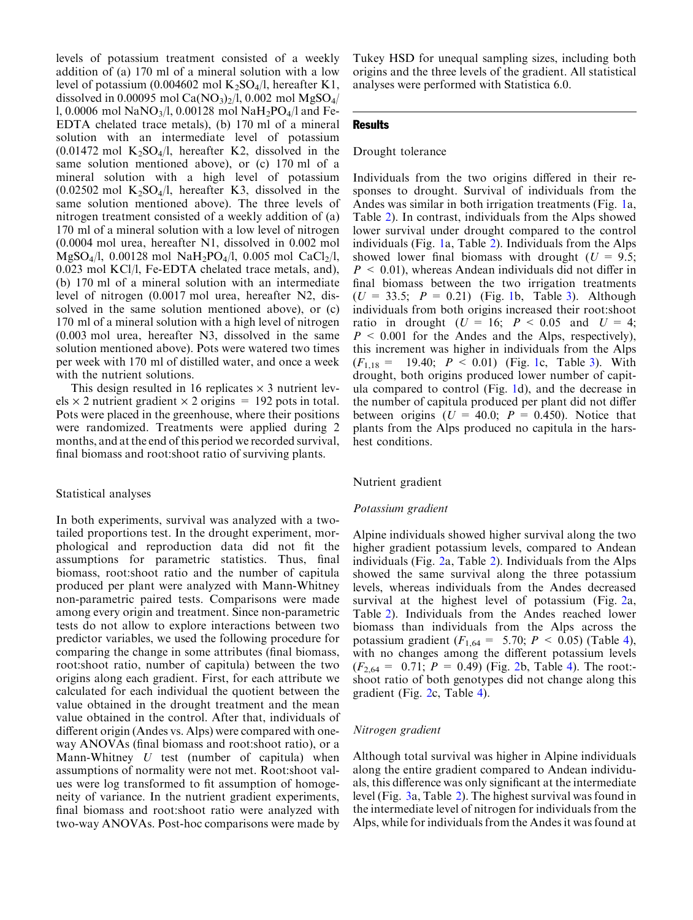levels of potassium treatment consisted of a weekly addition of (a) 170 ml of a mineral solution with a low level of potassium (0.004602 mol $K_2SO_4$/l, hereafter K1, dissolved in 0.00095 mol $Ca(NO_3)_2$/l, 0.002 mol $MgSO_4$/l, 0.0006 mol $NaNO_3$/l, 0.00128 mol $NaH_2PO_4$/l and Fe-EDTA chelated trace metals), (b) 170 ml of a mineral solution with an intermediate level of potassium (0.01472 mol $K_2SO_4$/l, hereafter K2, dissolved in the same solution mentioned above), or (c) 170 ml of a mineral solution with a high level of potassium (0.02502 mol $K_2SO_4$/l, hereafter K3, dissolved in the same solution mentioned above). The three levels of nitrogen treatment consisted of a weekly addition of (a) 170 ml of a mineral solution with a low level of nitrogen (0.0004 mol urea, hereafter N1, dissolved in 0.002 mol $MgSO_4$/l, 0.00128 mol $NaH_2PO_4$/l, 0.005 mol $CaCl_2$/l, 0.023 mol KCl/l, Fe-EDTA chelated trace metals, and), (b) 170 ml of a mineral solution with an intermediate level of nitrogen (0.0017 mol urea, hereafter N2, dissolved in the same solution mentioned above), or (c) 170 ml of a mineral solution with a high level of nitrogen (0.003 mol urea, hereafter N3, dissolved in the same solution mentioned above). Pots were watered two times per week with 170 ml of distilled water, and once a week with the nutrient solutions.

This design resulted in 16 replicates × 3 nutrient levels × 2 nutrient gradient × 2 origins = 192 pots in total. Pots were placed in the greenhouse, where their positions were randomized. Treatments were applied during 2 months, and at the end of this period we recorded survival, final biomass and root:shoot ratio of surviving plants.

### Statistical analyses

In both experiments, survival was analyzed with a two-tailed proportions test. In the drought experiment, morphological and reproduction data did not fit the assumptions for parametric statistics. Thus, final biomass, root:shoot ratio and the number of capitula produced per plant were analyzed with Mann-Whitney non-parametric paired tests. Comparisons were made among every origin and treatment. Since non-parametric tests do not allow to explore interactions between two predictor variables, we used the following procedure for comparing the change in some attributes (final biomass, root:shoot ratio, number of capitula) between the two origins along each gradient. First, for each attribute we calculated for each individual the quotient between the value obtained in the drought treatment and the mean value obtained in the control. After that, individuals of different origin (Andes vs. Alps) were compared with one-way ANOVAs (final biomass and root:shoot ratio), or a Mann-Whitney $U$ test (number of capitula) when assumptions of normality were not met. Root:shoot values were log transformed to fit assumption of homogeneity of variance. In the nutrient gradient experiments, final biomass and root:shoot ratio were analyzed with two-way ANOVAs. Post-hoc comparisons were made by Tukey HSD for unequal sampling sizes, including both origins and the three levels of the gradient. All statistical analyses were performed with Statistica 6.0.

## Results

### Drought tolerance

Individuals from the two origins differed in their responses to drought. Survival of individuals from the Andes was similar in both irrigation treatments (Fig. 1a, Table 2). In contrast, individuals from the Alps showed lower survival under drought compared to the control individuals (Fig. 1a, Table 2). Individuals from the Alps showed lower final biomass with drought ($U = 9.5$; $P < 0.01$), whereas Andean individuals did not differ in final biomass between the two irrigation treatments ($U = 33.5$; $P = 0.21$) (Fig. 1b, Table 3). Although individuals from both origins increased their root:shoot ratio in drought ($U = 16$; $P < 0.05$ and $U = 4$; $P < 0.001$ for the Andes and the Alps, respectively), this increment was higher in individuals from the Alps ($F_{1,18} = 19.40$; $P < 0.01$) (Fig. 1c, Table 3). With drought, both origins produced lower number of capitula compared to control (Fig. 1d), and the decrease in the number of capitula produced per plant did not differ between origins ($U = 40.0$; $P = 0.450$). Notice that plants from the Alps produced no capitula in the harshest conditions.

### Nutrient gradient

#### Potassium gradient

Alpine individuals showed higher survival along the two higher gradient potassium levels, compared to Andean individuals (Fig. 2a, Table 2). Individuals from the Alps showed the same survival along the three potassium levels, whereas individuals from the Andes decreased survival at the highest level of potassium (Fig. 2a, Table 2). Individuals from the Andes reached lower biomass than individuals from the Alps across the potassium gradient ($F_{1,64} = 5.70$; $P < 0.05$) (Table 4), with no changes among the different potassium levels ($F_{2,64} = 0.71$; $P = 0.49$) (Fig. 2b, Table 4). The root:shoot ratio of both genotypes did not change along this gradient (Fig. 2c, Table 4).

#### Nitrogen gradient

Although total survival was higher in Alpine individuals along the entire gradient compared to Andean individuals, this difference was only significant at the intermediate level (Fig. 3a, Table 2). The highest survival was found in the intermediate level of nitrogen for individuals from the Alps, while for individuals from the Andes it was found at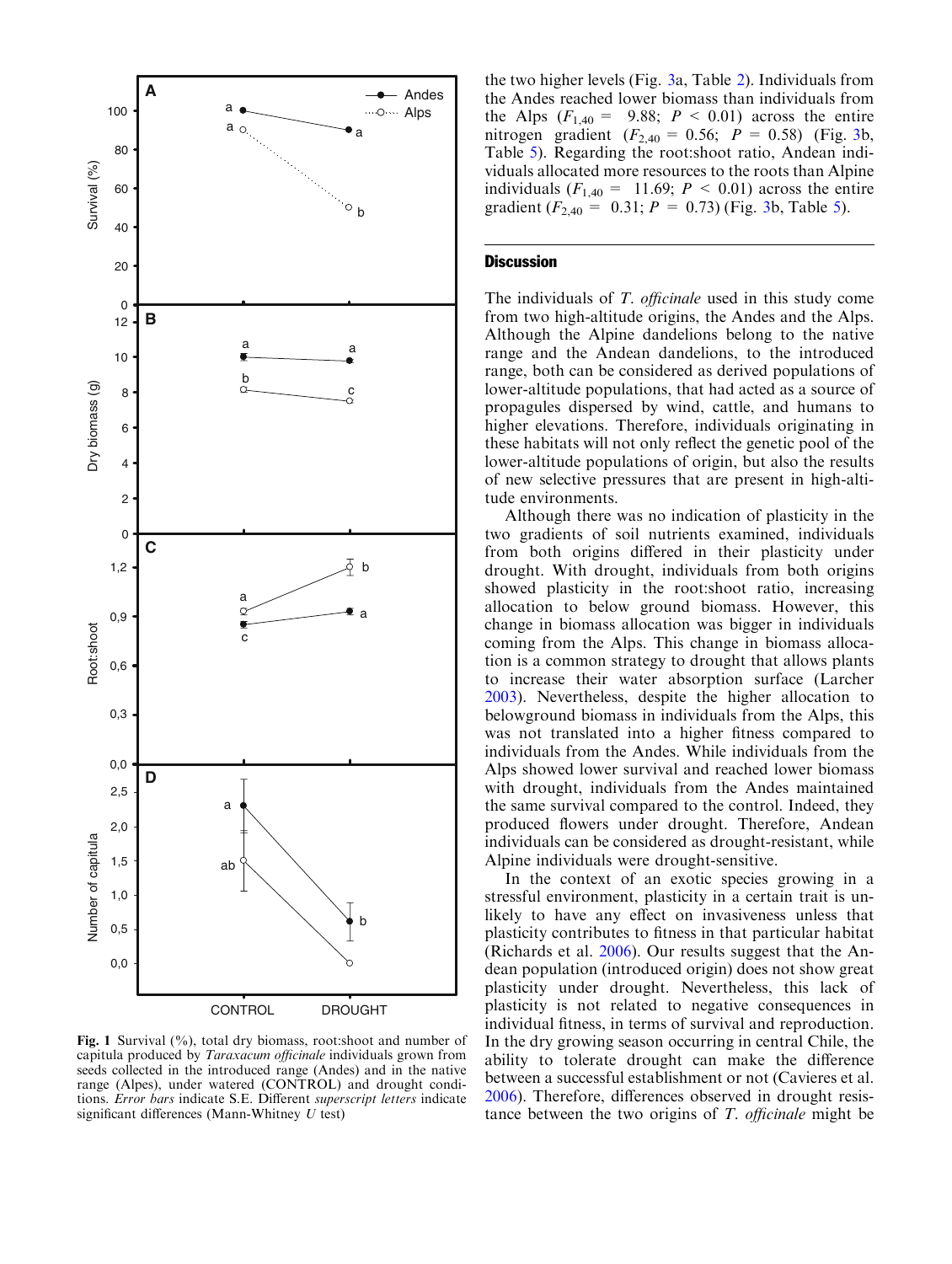Fig. 1 Survival (%), total dry biomass, root:shoot and number of capitula produced by *Taraxacum officinale* individuals grown from seeds collected in the introduced range (Andes) and in the native range (Alpes), under watered (CONTROL) and drought conditions. *Error bars* indicate S.E. Different *superscript letters* indicate significant differences (Mann-Whitney *U* test)

the two higher levels (Fig. 3a, Table 2). Individuals from the Andes reached lower biomass than individuals from the Alps ($F_{1,40}$ = 9.88; $P$ < 0.01) across the entire nitrogen gradient ($F_{2,40}$ = 0.56; $P$ = 0.58) (Fig. 3b, Table 5). Regarding the root:shoot ratio, Andean individuals allocated more resources to the roots than Alpine individuals ($F_{1,40}$ = 11.69; $P$ < 0.01) across the entire gradient ($F_{2,40}$ = 0.31; $P$ = 0.73) (Fig. 3b, Table 5).

## Discussion

The individuals of *T. officinale* used in this study come from two high-altitude origins, the Andes and the Alps. Although the Alpine dandelions belong to the native range and the Andean dandelions, to the introduced range, both can be considered as derived populations of lower-altitude populations, that had acted as a source of propagules dispersed by wind, cattle, and humans to higher elevations. Therefore, individuals originating in these habitats will not only reflect the genetic pool of the lower-altitude populations of origin, but also the results of new selective pressures that are present in high-altitude environments.

Although there was no indication of plasticity in the two gradients of soil nutrients examined, individuals from both origins differed in their plasticity under drought. With drought, individuals from both origins showed plasticity in the root:shoot ratio, increasing allocation to below ground biomass. However, this change in biomass allocation was bigger in individuals coming from the Alps. This change in biomass allocation is a common strategy to drought that allows plants to increase their water absorption surface (Larcher 2003). Nevertheless, despite the higher allocation to belowground biomass in individuals from the Alps, this was not translated into a higher fitness compared to individuals from the Andes. While individuals from the Alps showed lower survival and reached lower biomass with drought, individuals from the Andes maintained the same survival compared to the control. Indeed, they produced flowers under drought. Therefore, Andean individuals can be considered as drought-resistant, while Alpine individuals were drought-sensitive.

In the context of an exotic species growing in a stressful environment, plasticity in a certain trait is unlikely to have any effect on invasiveness unless that plasticity contributes to fitness in that particular habitat (Richards et al. 2006). Our results suggest that the Andean population (introduced origin) does not show great plasticity under drought. Nevertheless, this lack of plasticity is not related to negative consequences in individual fitness, in terms of survival and reproduction. In the dry growing season occurring in central Chile, the ability to tolerate drought can make the difference between a successful establishment or not (Cavieres et al. 2006). Therefore, differences observed in drought resistance between the two origins of *T. officinale* might be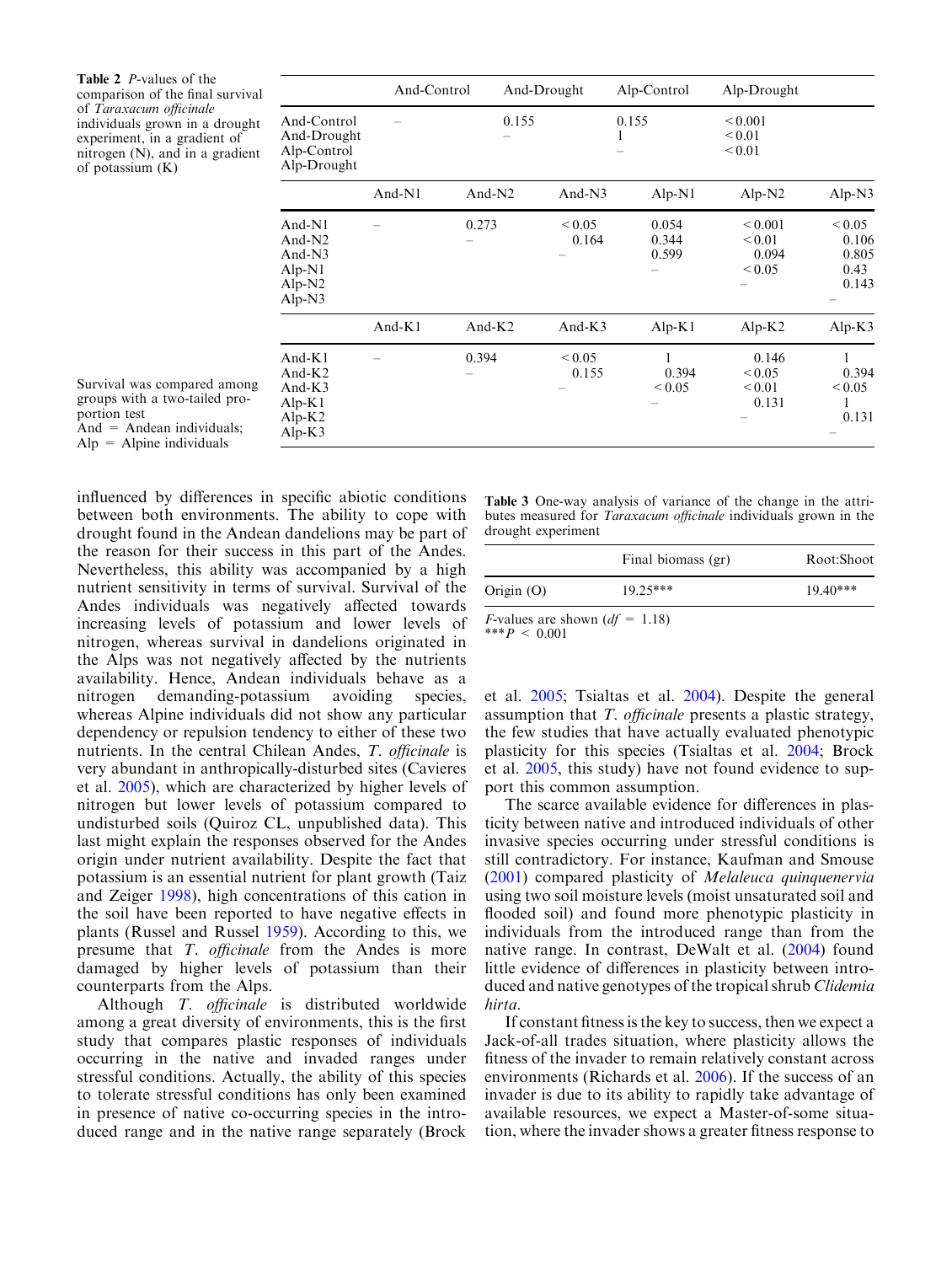**Table 2** *P*-values of the comparison of the final survival of *Taraxacum officinale* individuals grown in a drought experiment, in a gradient of nitrogen (N), and in a gradient of potassium (K)

| | And-Control | And-Drought | Alp-Control | Alp-Drought | | |
|---|---|---|---|---|---|---|
| And-Control | – | 0.155 | 0.155 | < 0.001 | | |
| And-Drought | | – | 1 | < 0.01 | | |
| Alp-Control | | | – | < 0.01 | | |
| Alp-Drought | | | | | | |
| | **And-N1** | **And-N2** | **And-N3** | **Alp-N1** | **Alp-N2** | **Alp-N3** |
| And-N1 | – | 0.273 | < 0.05 | 0.054 | < 0.001 | < 0.05 |
| And-N2 | | – | 0.164 | 0.344 | < 0.01 | 0.106 |
| And-N3 | | | – | 0.599 | 0.094 | 0.805 |
| Alp-N1 | | | | – | < 0.05 | 0.43 |
| Alp-N2 | | | | | – | 0.143 |
| Alp-N3 | | | | | | – |
| | **And-K1** | **And-K2** | **And-K3** | **Alp-K1** | **Alp-K2** | **Alp-K3** |
| And-K1 | – | 0.394 | < 0.05 | 1 | 0.146 | 1 |
| And-K2 | | – | 0.155 | 0.394 | < 0.05 | 0.394 |
| And-K3 | | | – | < 0.05 | < 0.01 | < 0.05 |
| Alp-K1 | | | | – | 0.131 | 1 |
| Alp-K2 | | | | | – | 0.131 |
| Alp-K3 | | | | | | – |

Survival was compared among groups with a two-tailed proportion test
And = Andean individuals; Alp = Alpine individuals

influenced by differences in specific abiotic conditions between both environments. The ability to cope with drought found in the Andean dandelions may be part of the reason for their success in this part of the Andes. Nevertheless, this ability was accompanied by a high nutrient sensitivity in terms of survival. Survival of the Andes individuals was negatively affected towards increasing levels of potassium and lower levels of nitrogen, whereas survival in dandelions originated in the Alps was not negatively affected by the nutrients availability. Hence, Andean individuals behave as a nitrogen demanding-potassium avoiding species, whereas Alpine individuals did not show any particular dependency or repulsion tendency to either of these two nutrients. In the central Chilean Andes, *T. officinale* is very abundant in anthropically-disturbed sites (Cavieres et al. 2005), which are characterized by higher levels of nitrogen but lower levels of potassium compared to undisturbed soils (Quiroz CL, unpublished data). This last might explain the responses observed for the Andes origin under nutrient availability. Despite the fact that potassium is an essential nutrient for plant growth (Taiz and Zeiger 1998), high concentrations of this cation in the soil have been reported to have negative effects in plants (Russel and Russel 1959). According to this, we presume that *T. officinale* from the Andes is more damaged by higher levels of potassium than their counterparts from the Alps.

Although *T. officinale* is distributed worldwide among a great diversity of environments, this is the first study that compares plastic responses of individuals occurring in the native and invaded ranges under stressful conditions. Actually, the ability of this species to tolerate stressful conditions has only been examined in presence of native co-occurring species in the introduced range and in the native range separately (Brock et al. 2005; Tsialtas et al. 2004). Despite the general assumption that *T. officinale* presents a plastic strategy, the few studies that have actually evaluated phenotypic plasticity for this species (Tsialtas et al. 2004; Brock et al. 2005, this study) have not found evidence to support this common assumption.

**Table 3** One-way analysis of variance of the change in the attributes measured for *Taraxacum officinale* individuals grown in the drought experiment

| | Final biomass (gr) | Root:Shoot |
|---|---|---|
| Origin (O) | 19.25*** | 19.40*** |

*F*-values are shown ($df$ = 1.18)
***$P < 0.001$

The scarce available evidence for differences in plasticity between native and introduced individuals of other invasive species occurring under stressful conditions is still contradictory. For instance, Kaufman and Smouse (2001) compared plasticity of *Melaleuca quinquenervia* using two soil moisture levels (moist unsaturated soil and flooded soil) and found more phenotypic plasticity in individuals from the introduced range than from the native range. In contrast, DeWalt et al. (2004) found little evidence of differences in plasticity between introduced and native genotypes of the tropical shrub *Clidemia hirta*.

If constant fitness is the key to success, then we expect a Jack-of-all trades situation, where plasticity allows the fitness of the invader to remain relatively constant across environments (Richards et al. 2006). If the success of an invader is due to its ability to rapidly take advantage of available resources, we expect a Master-of-some situation, where the invader shows a greater fitness response to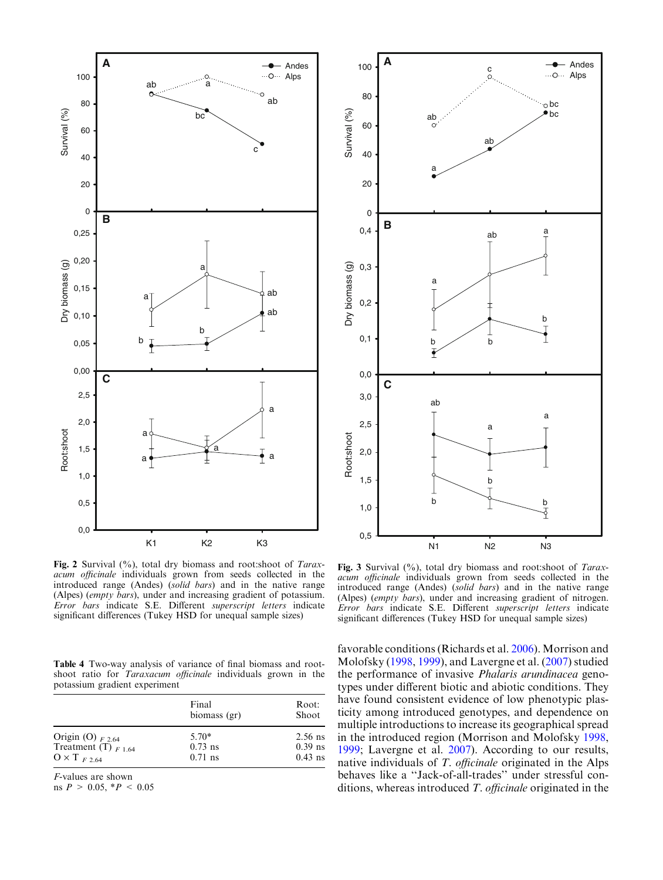**Fig. 2** Survival (%), total dry biomass and root:shoot of *Taraxacum officinale* individuals grown from seeds collected in the introduced range (Andes) (*solid bars*) and in the native range (Alpes) (*empty bars*), under and increasing gradient of potassium. *Error bars* indicate S.E. Different *superscript letters* indicate significant differences (Tukey HSD for unequal sample sizes)

**Fig. 3** Survival (%), total dry biomass and root:shoot of *Taraxacum officinale* individuals grown from seeds collected in the introduced range (Andes) (*solid bars*) and in the native range (Alpes) (*empty bars*), under and increasing gradient of nitrogen. *Error bars* indicate S.E. Different *superscript letters* indicate significant differences (Tukey HSD for unequal sample sizes)

**Table 4** Two-way analysis of variance of final biomass and root-shoot ratio for *Taraxacum officinale* individuals grown in the potassium gradient experiment

| | Final biomass (gr) | Root: Shoot |
|---|---|---|
| Origin (O) $_{F\ 2.64}$ | 5.70* | 2.56 ns |
| Treatment (T) $_{F\ 1.64}$ | 0.73 ns | 0.39 ns |
| O × T $_{F\ 2.64}$ | 0.71 ns | 0.43 ns |

*F*-values are shown

ns $P > 0.05$, *$P < 0.05$

favorable conditions (Richards et al. 2006). Morrison and Molofsky (1998, 1999), and Lavergne et al. (2007) studied the performance of invasive *Phalaris arundinacea* genotypes under different biotic and abiotic conditions. They have found consistent evidence of low phenotypic plasticity among introduced genotypes, and dependence on multiple introductions to increase its geographical spread in the introduced region (Morrison and Molofsky 1998, 1999; Lavergne et al. 2007). According to our results, native individuals of *T. officinale* originated in the Alps behaves like a ''Jack-of-all-trades'' under stressful conditions, whereas introduced *T. officinale* originated in the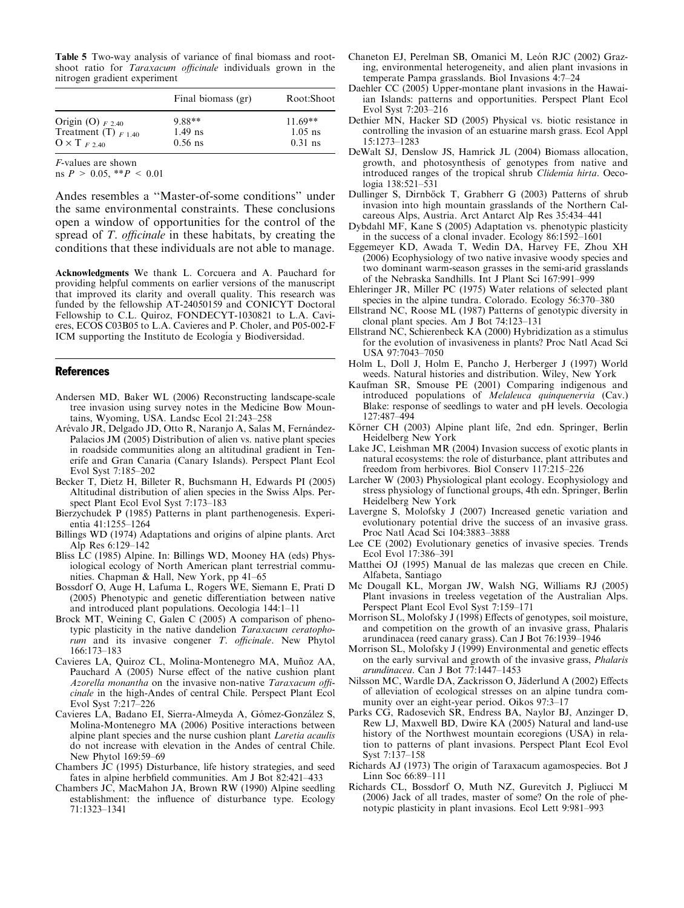**Table 5** Two-way analysis of variance of final biomass and root-shoot ratio for *Taraxacum officinale* individuals grown in the nitrogen gradient experiment

| | Final biomass (gr) | Root:Shoot |
|---|---|---|
| Origin (O) $_{F\ 2.40}$ | 9.88** | 11.69** |
| Treatment (T) $_{F\ 1.40}$ | 1.49 ns | 1.05 ns |
| O × T $_{F\ 2.40}$ | 0.56 ns | 0.31 ns |

*F*-values are shown

ns $P > 0.05$, **$P < 0.01$

Andes resembles a ''Master-of-some conditions'' under the same environmental constraints. These conclusions open a window of opportunities for the control of the spread of *T. officinale* in these habitats, by creating the conditions that these individuals are not able to manage.

**Acknowledgments** We thank L. Corcuera and A. Pauchard for providing helpful comments on earlier versions of the manuscript that improved its clarity and overall quality. This research was funded by the fellowship AT-24050159 and CONICYT Doctoral Fellowship to C.L. Quiroz, FONDECYT-1030821 to L.A. Cavieres, ECOS C03B05 to L.A. Cavieres and P. Choler, and P05-002-F ICM supporting the Instituto de Ecología y Biodiversidad.

## References

- Andersen MD, Baker WL (2006) Reconstructing landscape-scale tree invasion using survey notes in the Medicine Bow Mountains, Wyoming, USA. Landsc Ecol 21:243–258
- Arévalo JR, Delgado JD, Otto R, Naranjo A, Salas M, Fernández-Palacios JM (2005) Distribution of alien vs. native plant species in roadside communities along an altitudinal gradient in Tenerife and Gran Canaria (Canary Islands). Perspect Plant Ecol Evol Syst 7:185–202
- Becker T, Dietz H, Billeter R, Buchsmann H, Edwards PI (2005) Altitudinal distribution of alien species in the Swiss Alps. Perspect Plant Ecol Evol Syst 7:173–183
- Bierzychudek P (1985) Patterns in plant parthenogenesis. Experientia 41:1255–1264
- Billings WD (1974) Adaptations and origins of alpine plants. Arct Alp Res 6:129–142
- Bliss LC (1985) Alpine. In: Billings WD, Mooney HA (eds) Physiological ecology of North American plant terrestrial communities. Chapman & Hall, New York, pp 41–65
- Bossdorf O, Auge H, Lafuma L, Rogers WE, Siemann E, Prati D (2005) Phenotypic and genetic differentiation between native and introduced plant populations. Oecologia 144:1–11
- Brock MT, Weining C, Galen C (2005) A comparison of phenotypic plasticity in the native dandelion *Taraxacum ceratophorum* and its invasive congener *T. officinale*. New Phytol 166:173–183
- Cavieres LA, Quiroz CL, Molina-Montenegro MA, Muñoz AA, Pauchard A (2005) Nurse effect of the native cushion plant *Azorella monantha* on the invasive non-native *Taraxacum officinale* in the high-Andes of central Chile. Perspect Plant Ecol Evol Syst 7:217–226
- Cavieres LA, Badano EI, Sierra-Almeyda A, Gómez-González S, Molina-Montenegro MA (2006) Positive interactions between alpine plant species and the nurse cushion plant *Laretia acaulis* do not increase with elevation in the Andes of central Chile. New Phytol 169:59–69
- Chambers JC (1995) Disturbance, life history strategies, and seed fates in alpine herbfield communities. Am J Bot 82:421–433
- Chambers JC, MacMahon JA, Brown RW (1990) Alpine seedling establishment: the influence of disturbance type. Ecology 71:1323–1341
- Chaneton EJ, Perelman SB, Omanici M, León RJC (2002) Grazing, environmental heterogeneity, and alien plant invasions in temperate Pampa grasslands. Biol Invasions 4:7–24
- Daehler CC (2005) Upper-montane plant invasions in the Hawaiian Islands: patterns and opportunities. Perspect Plant Ecol Evol Syst 7:203–216
- Dethier MN, Hacker SD (2005) Physical vs. biotic resistance in controlling the invasion of an estuarine marsh grass. Ecol Appl 15:1273–1283
- DeWalt SJ, Denslow JS, Hamrick JL (2004) Biomass allocation, growth, and photosynthesis of genotypes from native and introduced ranges of the tropical shrub *Clidemia hirta*. Oecologia 138:521–531
- Dullinger S, Dirnböck T, Grabherr G (2003) Patterns of shrub invasion into high mountain grasslands of the Northern Calcareous Alps, Austria. Arct Antarct Alp Res 35:434–441
- Dybdahl MF, Kane S (2005) Adaptation vs. phenotypic plasticity in the success of a clonal invader. Ecology 86:1592–1601
- Eggemeyer KD, Awada T, Wedin DA, Harvey FE, Zhou XH (2006) Ecophysiology of two native invasive woody species and two dominant warm-season grasses in the semi-arid grasslands of the Nebraska Sandhills. Int J Plant Sci 167:991–999
- Ehleringer JR, Miller PC (1975) Water relations of selected plant species in the alpine tundra. Colorado. Ecology 56:370–380
- Ellstrand NC, Roose ML (1987) Patterns of genotypic diversity in clonal plant species. Am J Bot 74:123–131
- Ellstrand NC, Schierenbeck KA (2000) Hybridization as a stimulus for the evolution of invasiveness in plants? Proc Natl Acad Sci USA 97:7043–7050
- Holm L, Doll J, Holm E, Pancho J, Herberger J (1997) World weeds. Natural histories and distribution. Wiley, New York
- Kaufman SR, Smouse PE (2001) Comparing indigenous and introduced populations of *Melaleuca quinquenervia* (Cav.) Blake: response of seedlings to water and pH levels. Oecologia 127:487–494
- Körner CH (2003) Alpine plant life, 2nd edn. Springer, Berlin Heidelberg New York
- Lake JC, Leishman MR (2004) Invasion success of exotic plants in natural ecosystems: the role of disturbance, plant attributes and freedom from herbivores. Biol Conserv 117:215–226
- Larcher W (2003) Physiological plant ecology. Ecophysiology and stress physiology of functional groups, 4th edn. Springer, Berlin Heidelberg New York
- Lavergne S, Molofsky J (2007) Increased genetic variation and evolutionary potential drive the success of an invasive grass. Proc Natl Acad Sci 104:3883–3888
- Lee CE (2002) Evolutionary genetics of invasive species. Trends Ecol Evol 17:386–391
- Matthei OJ (1995) Manual de las malezas que crecen en Chile. Alfabeta, Santiago
- Mc Dougall KL, Morgan JW, Walsh NG, Williams RJ (2005) Plant invasions in treeless vegetation of the Australian Alps. Perspect Plant Ecol Evol Syst 7:159–171
- Morrison SL, Molofsky J (1998) Effects of genotypes, soil moisture, and competition on the growth of an invasive grass, Phalaris arundinacea (reed canary grass). Can J Bot 76:1939–1946
- Morrison SL, Molofsky J (1999) Environmental and genetic effects on the early survival and growth of the invasive grass, *Phalaris arundinacea*. Can J Bot 77:1447–1453
- Nilsson MC, Wardle DA, Zackrisson O, Jäderlund A (2002) Effects of alleviation of ecological stresses on an alpine tundra community over an eight-year period. Oikos 97:3–17
- Parks CG, Radosevich SR, Endress BA, Naylor BJ, Anzinger D, Rew LJ, Maxwell BD, Dwire KA (2005) Natural and land-use history of the Northwest mountain ecoregions (USA) in relation to patterns of plant invasions. Perspect Plant Ecol Evol Syst 7:137–158
- Richards AJ (1973) The origin of Taraxacum agamospecies. Bot J Linn Soc 66:89–111
- Richards CL, Bossdorf O, Muth NZ, Gurevitch J, Pigliucci M (2006) Jack of all trades, master of some? On the role of phenotypic plasticity in plant invasions. Ecol Lett 9:981–993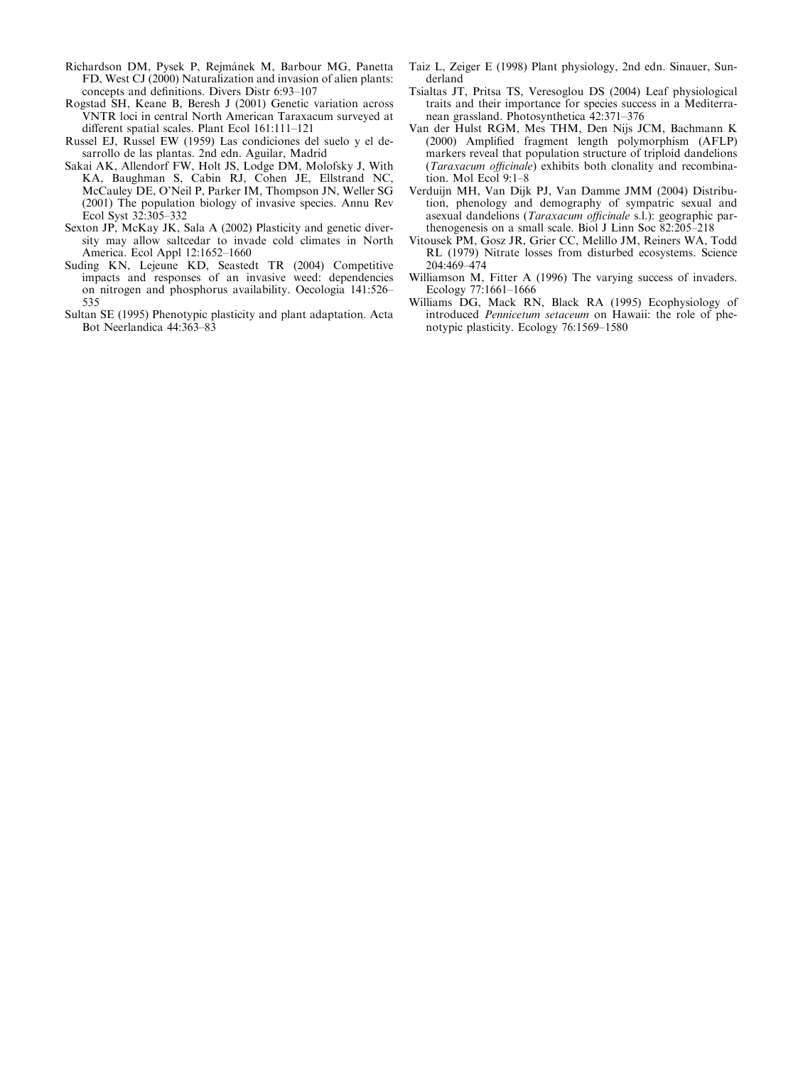Richardson DM, Pysek P, Rejmánek M, Barbour MG, Panetta FD, West CJ (2000) Naturalization and invasion of alien plants: concepts and definitions. Divers Distr 6:93–107

Rogstad SH, Keane B, Beresh J (2001) Genetic variation across VNTR loci in central North American Taraxacum surveyed at different spatial scales. Plant Ecol 161:111–121

Russel EJ, Russel EW (1959) Las condiciones del suelo y el desarrollo de las plantas. 2nd edn. Aguilar, Madrid

Sakai AK, Allendorf FW, Holt JS, Lodge DM, Molofsky J, With KA, Baughman S, Cabin RJ, Cohen JE, Ellstrand NC, McCauley DE, O'Neil P, Parker IM, Thompson JN, Weller SG (2001) The population biology of invasive species. Annu Rev Ecol Syst 32:305–332

Sexton JP, McKay JK, Sala A (2002) Plasticity and genetic diversity may allow saltcedar to invade cold climates in North America. Ecol Appl 12:1652–1660

Suding KN, Lejeune KD, Seastedt TR (2004) Competitive impacts and responses of an invasive weed: dependencies on nitrogen and phosphorus availability. Oecologia 141:526–535

Sultan SE (1995) Phenotypic plasticity and plant adaptation. Acta Bot Neerlandica 44:363–83

Taiz L, Zeiger E (1998) Plant physiology, 2nd edn. Sinauer, Sunderland

Tsialtas JT, Pritsa TS, Veresoglou DS (2004) Leaf physiological traits and their importance for species success in a Mediterranean grassland. Photosynthetica 42:371–376

Van der Hulst RGM, Mes THM, Den Nijs JCM, Bachmann K (2000) Amplified fragment length polymorphism (AFLP) markers reveal that population structure of triploid dandelions (*Taraxacum officinale*) exhibits both clonality and recombination. Mol Ecol 9:1–8

Verduijn MH, Van Dijk PJ, Van Damme JMM (2004) Distribution, phenology and demography of sympatric sexual and asexual dandelions (*Taraxacum officinale* s.l.): geographic parthenogenesis on a small scale. Biol J Linn Soc 82:205–218

Vitousek PM, Gosz JR, Grier CC, Melillo JM, Reiners WA, Todd RL (1979) Nitrate losses from disturbed ecosystems. Science 204:469–474

Williamson M, Fitter A (1996) The varying success of invaders. Ecology 77:1661–1666

Williams DG, Mack RN, Black RA (1995) Ecophysiology of introduced *Pennicetum setaceum* on Hawaii: the role of phenotypic plasticity. Ecology 76:1569–1580